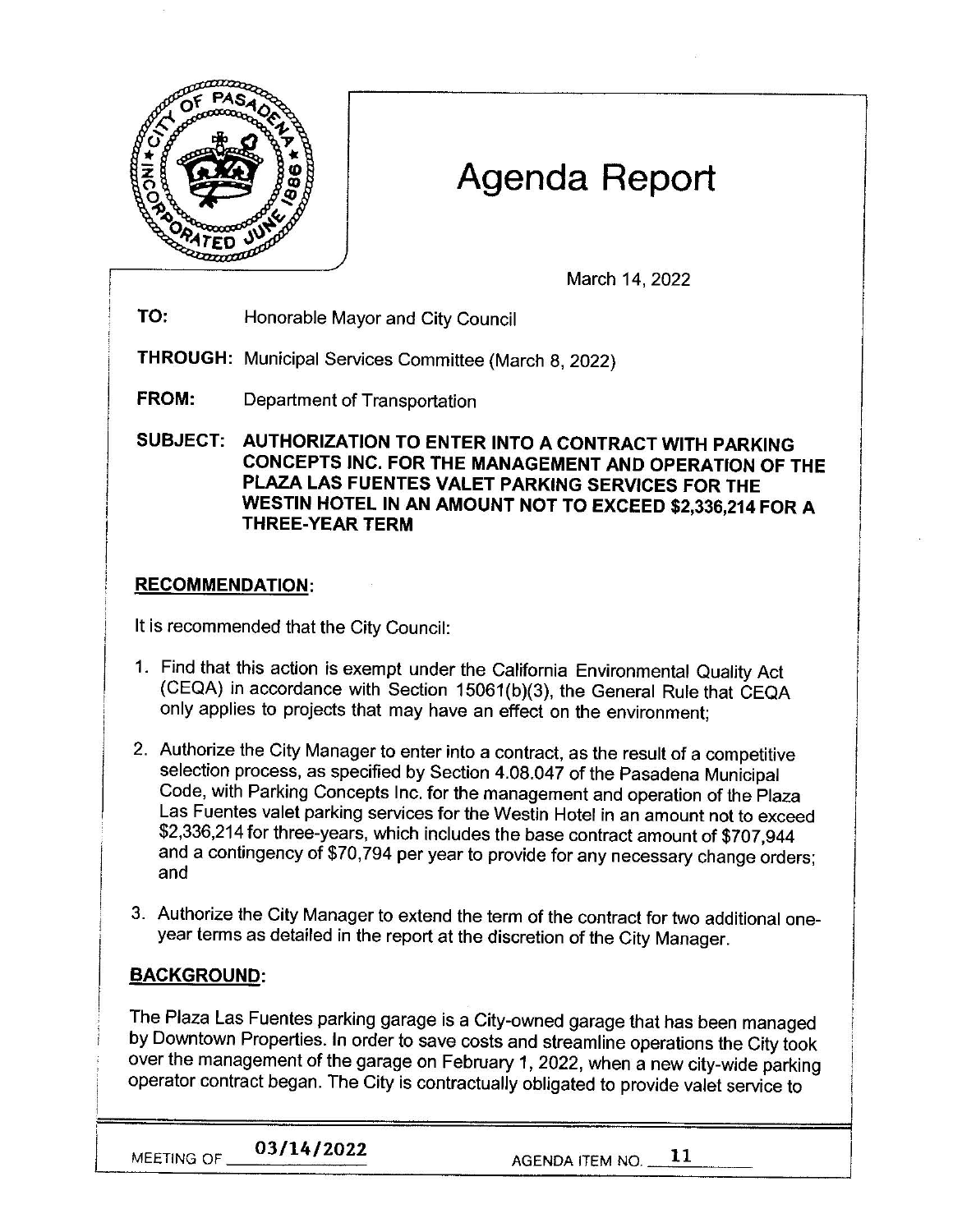# Agenda Report

March 14, 2022

**TO:** Honorable Mayor and City Council

**THROUGH:** Municipal Services Committee (March 8, 2022)

**FROM:** Department of Transportation

**SUBJECT:** **AUTHORIZATION TO ENTER INTO A CONTRACT WITH PARKING CONCEPTS INC. FOR THE MANAGEMENT AND OPERATION OF THE PLAZA LAS FUENTES VALET PARKING SERVICES FOR THE WESTIN HOTEL IN AN AMOUNT NOT TO EXCEED $2,336,214 FOR A THREE-YEAR TERM**

## RECOMMENDATION:

It is recommended that the City Council:

1. Find that this action is exempt under the California Environmental Quality Act (CEQA) in accordance with Section 15061(b)(3), the General Rule that CEQA only applies to projects that may have an effect on the environment;

2. Authorize the City Manager to enter into a contract, as the result of a competitive selection process, as specified by Section 4.08.047 of the Pasadena Municipal Code, with Parking Concepts Inc. for the management and operation of the Plaza Las Fuentes valet parking services for the Westin Hotel in an amount not to exceed $2,336,214 for three-years, which includes the base contract amount of $707,944 and a contingency of $70,794 per year to provide for any necessary change orders; and

3. Authorize the City Manager to extend the term of the contract for two additional one-year terms as detailed in the report at the discretion of the City Manager.

## BACKGROUND:

The Plaza Las Fuentes parking garage is a City-owned garage that has been managed by Downtown Properties. In order to save costs and streamline operations the City took over the management of the garage on February 1, 2022, when a new city-wide parking operator contract began. The City is contractually obligated to provide valet service to

MEETING OF 03/14/2022 AGENDA ITEM NO. 11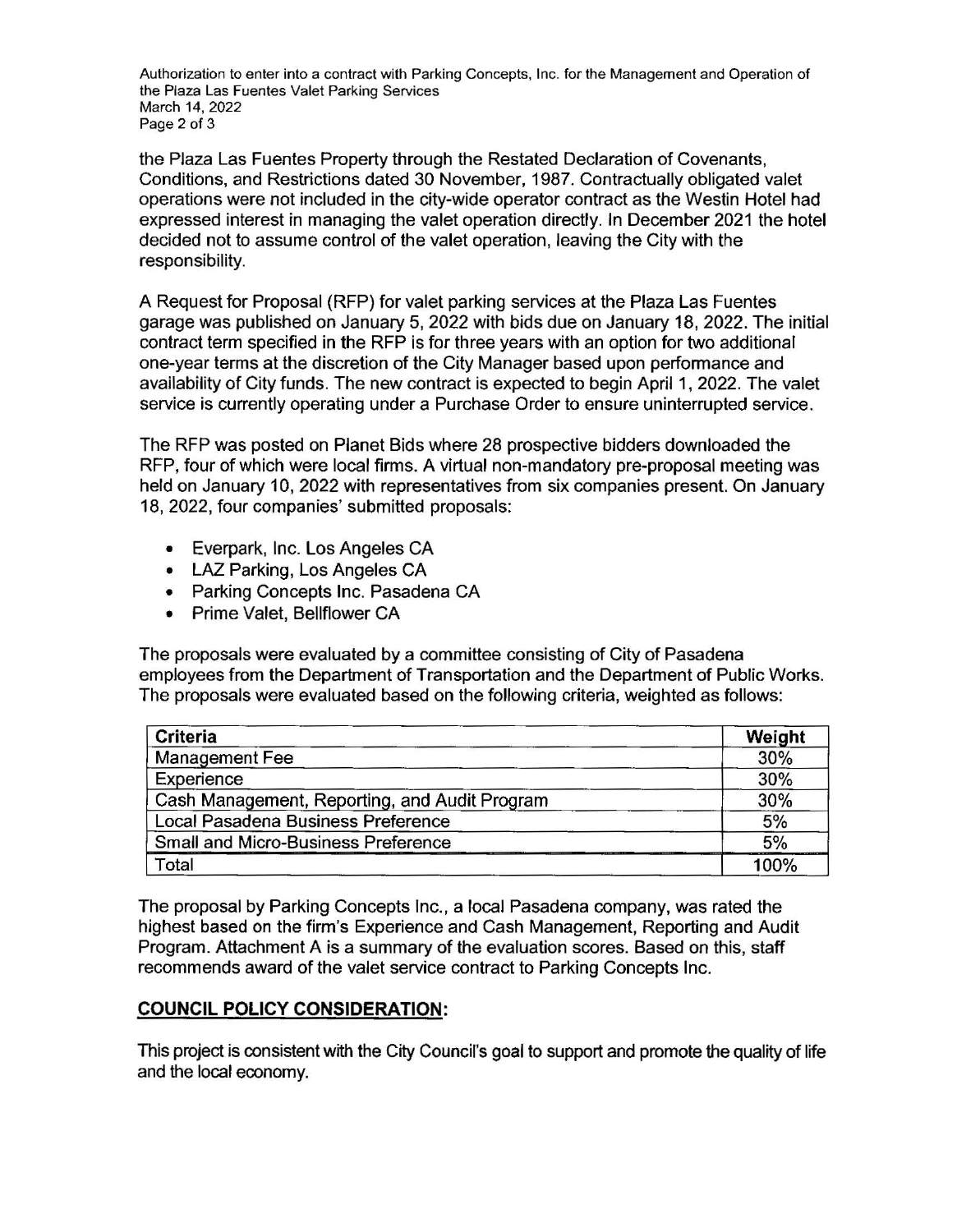the Plaza Las Fuentes Property through the Restated Declaration of Covenants, Conditions, and Restrictions dated 30 November, 1987. Contractually obligated valet operations were not included in the city-wide operator contract as the Westin Hotel had expressed interest in managing the valet operation directly. In December 2021 the hotel decided not to assume control of the valet operation, leaving the City with the responsibility.

A Request for Proposal (RFP) for valet parking services at the Plaza Las Fuentes garage was published on January 5, 2022 with bids due on January 18, 2022. The initial contract term specified in the RFP is for three years with an option for two additional one-year terms at the discretion of the City Manager based upon performance and availability of City funds. The new contract is expected to begin April 1, 2022. The valet service is currently operating under a Purchase Order to ensure uninterrupted service.

The RFP was posted on Planet Bids where 28 prospective bidders downloaded the RFP, four of which were local firms. A virtual non-mandatory pre-proposal meeting was held on January 10, 2022 with representatives from six companies present. On January 18, 2022, four companies' submitted proposals:

- Everpark, Inc. Los Angeles CA
- LAZ Parking, Los Angeles CA
- Parking Concepts Inc. Pasadena CA
- Prime Valet, Bellflower CA

The proposals were evaluated by a committee consisting of City of Pasadena employees from the Department of Transportation and the Department of Public Works. The proposals were evaluated based on the following criteria, weighted as follows:

| Criteria | Weight |
|---|---|
| Management Fee | 30% |
| Experience | 30% |
| Cash Management, Reporting, and Audit Program | 30% |
| Local Pasadena Business Preference | 5% |
| Small and Micro-Business Preference | 5% |
| Total | 100% |

The proposal by Parking Concepts Inc., a local Pasadena company, was rated the highest based on the firm's Experience and Cash Management, Reporting and Audit Program. Attachment A is a summary of the evaluation scores. Based on this, staff recommends award of the valet service contract to Parking Concepts Inc.

## COUNCIL POLICY CONSIDERATION:

This project is consistent with the City Council's goal to support and promote the quality of life and the local economy.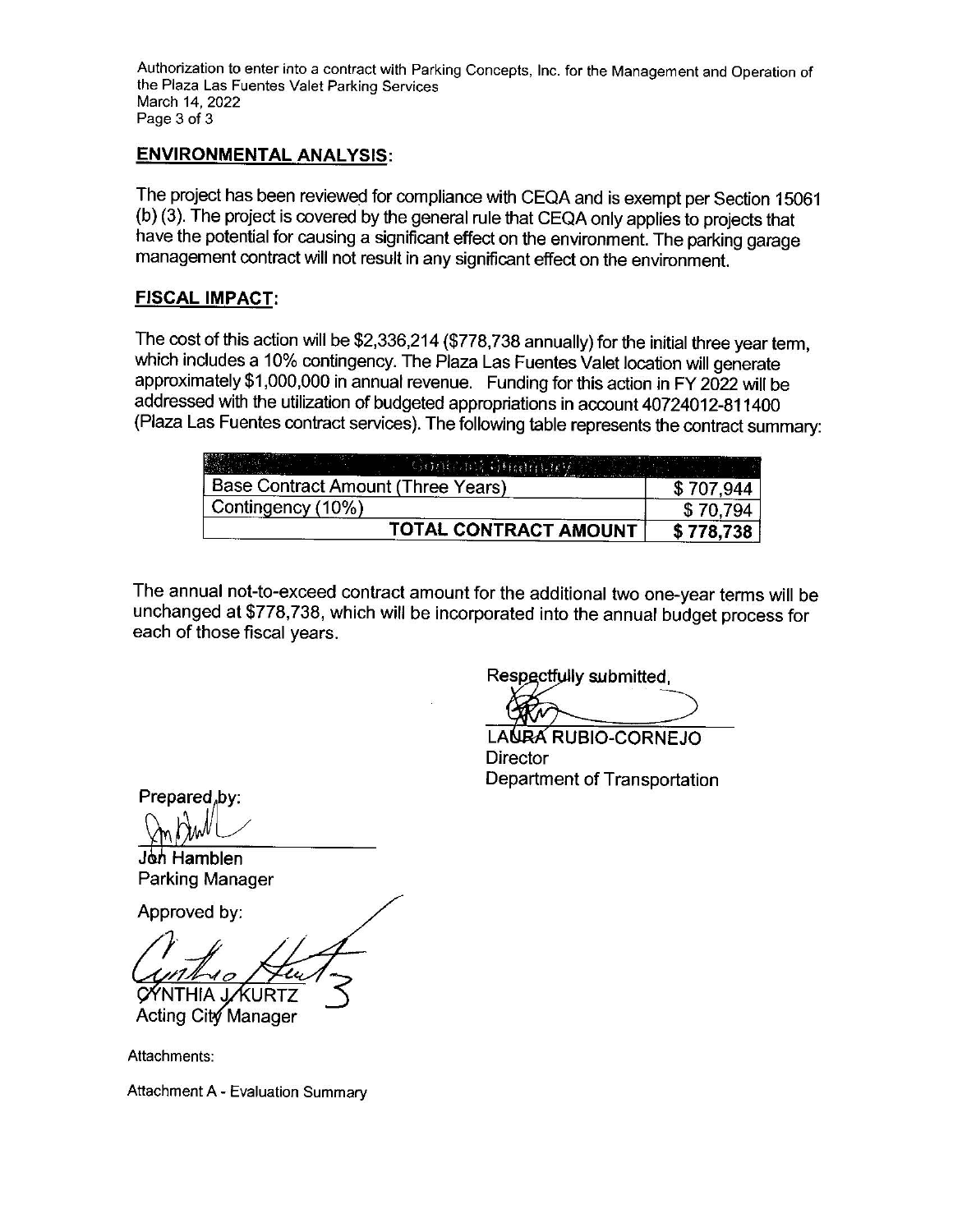## ENVIRONMENTAL ANALYSIS:

The project has been reviewed for compliance with CEQA and is exempt per Section 15061 (b) (3). The project is covered by the general rule that CEQA only applies to projects that have the potential for causing a significant effect on the environment. The parking garage management contract will not result in any significant effect on the environment.

## FISCAL IMPACT:

The cost of this action will be $2,336,214 ($778,738 annually) for the initial three year term, which includes a 10% contingency. The Plaza Las Fuentes Valet location will generate approximately $1,000,000 in annual revenue. Funding for this action in FY 2022 will be addressed with the utilization of budgeted appropriations in account 40724012-811400 (Plaza Las Fuentes contract services). The following table represents the contract summary:

| Contract Summary | |
|---|---|
| Base Contract Amount (Three Years) | $ 707,944 |
| Contingency (10%) | $ 70,794 |
| **TOTAL CONTRACT AMOUNT** | **$ 778,738** |

The annual not-to-exceed contract amount for the additional two one-year terms will be unchanged at $778,738, which will be incorporated into the annual budget process for each of those fiscal years.

Respectfully submitted,

LAURA RUBIO-CORNEJO
Director
Department of Transportation

Prepared by:

Jon Hamblen
Parking Manager

Approved by:

CYNTHIA J. KURTZ
Acting City Manager

Attachments:

Attachment A - Evaluation Summary